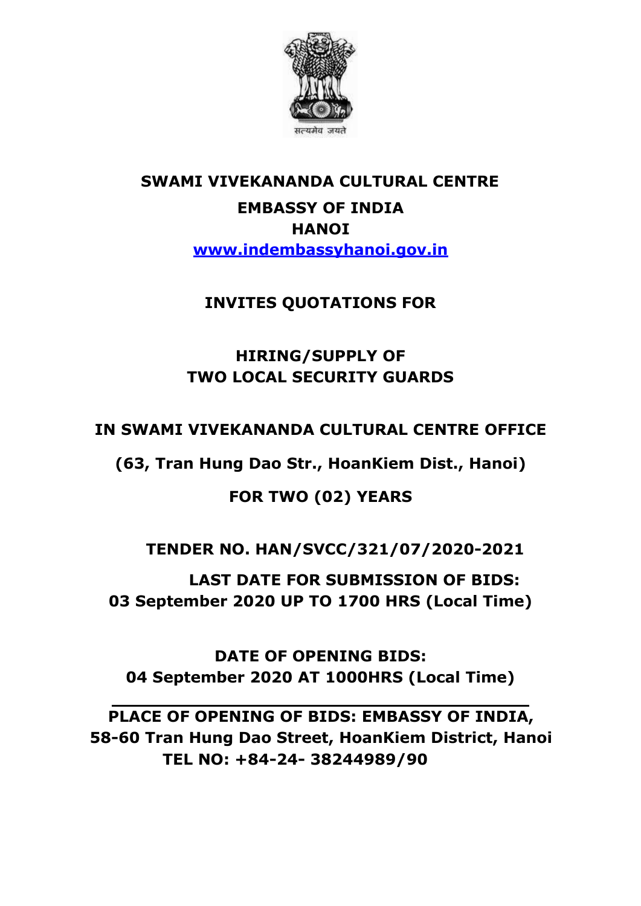सत्यमेव जयते

# SWAMI VIVEKANANDA CULTURAL CENTRE

## EMBASSY OF INDIA

## HANOI

**[www.indembassyhanoi.gov.in](http://www.indembassyhanoi.gov.in)**

**INVITES QUOTATIONS FOR**

**HIRING/SUPPLY OF**
**TWO LOCAL SECURITY GUARDS**

**IN SWAMI VIVEKANANDA CULTURAL CENTRE OFFICE**

**(63, Tran Hung Dao Str., HoanKiem Dist., Hanoi)**

**FOR TWO (02) YEARS**

**TENDER NO. HAN/SVCC/321/07/2020-2021**

**LAST DATE FOR SUBMISSION OF BIDS:**
**03 September 2020 UP TO 1700 HRS (Local Time)**

**DATE OF OPENING BIDS:**
**04 September 2020 AT 1000HRS (Local Time)**

---

**PLACE OF OPENING OF BIDS: EMBASSY OF INDIA,**
**58-60 Tran Hung Dao Street, HoanKiem District, Hanoi**
**TEL NO: +84-24- 38244989/90**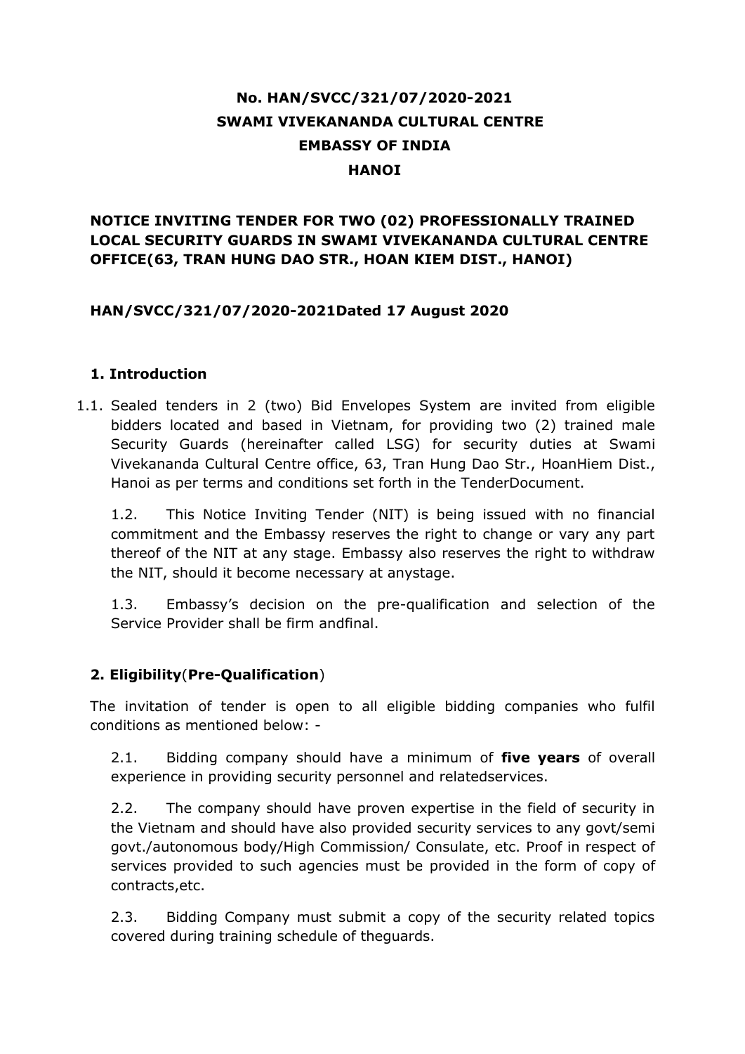**No. HAN/SVCC/321/07/2020-2021**
**SWAMI VIVEKANANDA CULTURAL CENTRE**
**EMBASSY OF INDIA**
**HANOI**

**NOTICE INVITING TENDER FOR TWO (02) PROFESSIONALLY TRAINED LOCAL SECURITY GUARDS IN SWAMI VIVEKANANDA CULTURAL CENTRE OFFICE(63, TRAN HUNG DAO STR., HOAN KIEM DIST., HANOI)**

**HAN/SVCC/321/07/2020-2021Dated 17 August 2020**

## 1. Introduction

1.1. Sealed tenders in 2 (two) Bid Envelopes System are invited from eligible bidders located and based in Vietnam, for providing two (2) trained male Security Guards (hereinafter called LSG) for security duties at Swami Vivekananda Cultural Centre office, 63, Tran Hung Dao Str., HoanHiem Dist., Hanoi as per terms and conditions set forth in the TenderDocument.

1.2. This Notice Inviting Tender (NIT) is being issued with no financial commitment and the Embassy reserves the right to change or vary any part thereof of the NIT at any stage. Embassy also reserves the right to withdraw the NIT, should it become necessary at anystage.

1.3. Embassy's decision on the pre-qualification and selection of the Service Provider shall be firm andfinal.

## 2. Eligibility(Pre-Qualification)

The invitation of tender is open to all eligible bidding companies who fulfil conditions as mentioned below: -

2.1. Bidding company should have a minimum of **five years** of overall experience in providing security personnel and relatedservices.

2.2. The company should have proven expertise in the field of security in the Vietnam and should have also provided security services to any govt/semi govt./autonomous body/High Commission/ Consulate, etc. Proof in respect of services provided to such agencies must be provided in the form of copy of contracts,etc.

2.3. Bidding Company must submit a copy of the security related topics covered during training schedule of theguards.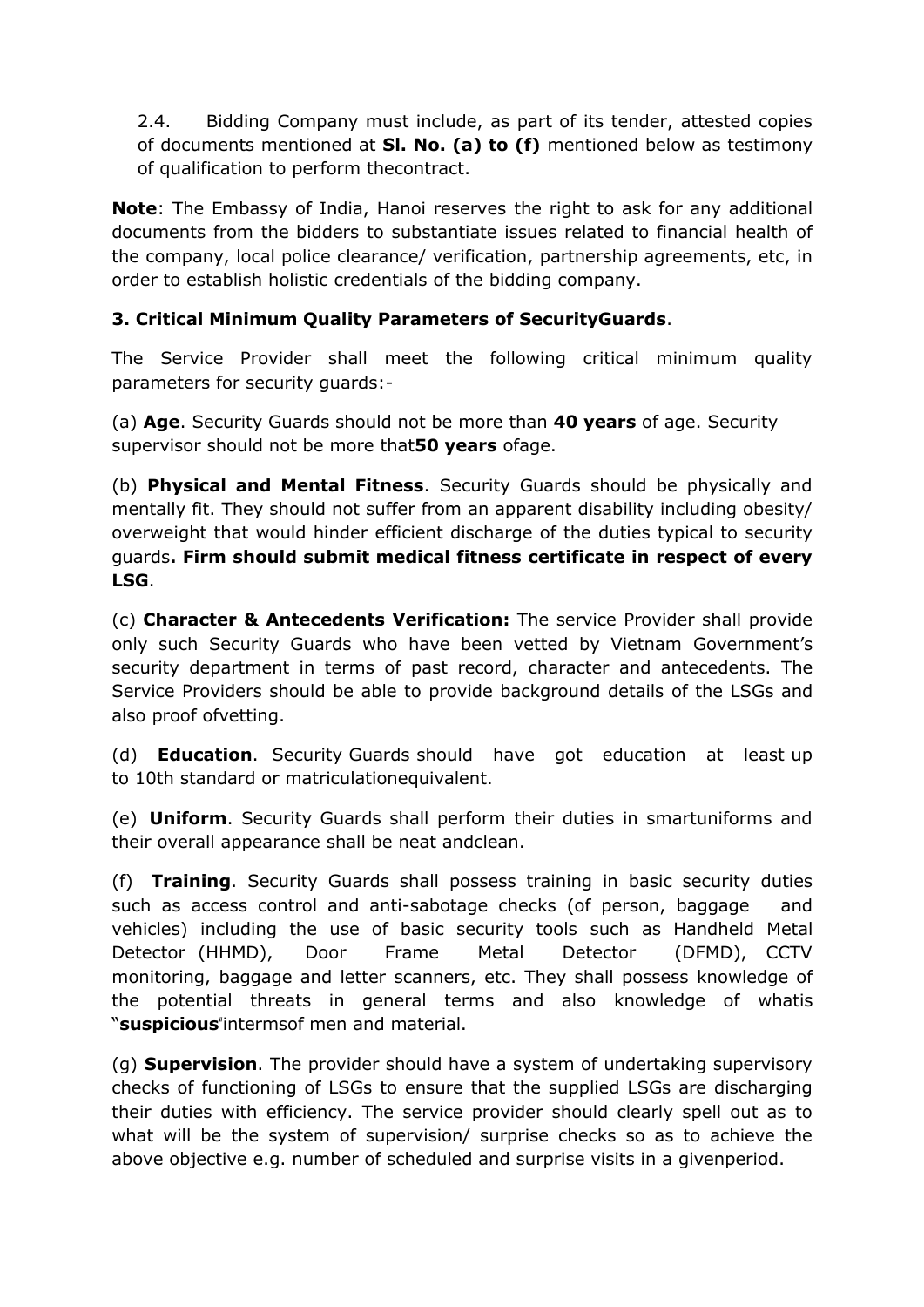2.4. Bidding Company must include, as part of its tender, attested copies of documents mentioned at **Sl. No. (a) to (f)** mentioned below as testimony of qualification to perform thecontract.

**Note**: The Embassy of India, Hanoi reserves the right to ask for any additional documents from the bidders to substantiate issues related to financial health of the company, local police clearance/ verification, partnership agreements, etc, in order to establish holistic credentials of the bidding company.

**3. Critical Minimum Quality Parameters of SecurityGuards**.

The Service Provider shall meet the following critical minimum quality parameters for security guards:-

(a) **Age**. Security Guards should not be more than **40 years** of age. Security supervisor should not be more that**50 years** ofage.

(b) **Physical and Mental Fitness**. Security Guards should be physically and mentally fit. They should not suffer from an apparent disability including obesity/ overweight that would hinder efficient discharge of the duties typical to security guards**. Firm should submit medical fitness certificate in respect of every LSG**.

(c) **Character & Antecedents Verification:** The service Provider shall provide only such Security Guards who have been vetted by Vietnam Government's security department in terms of past record, character and antecedents. The Service Providers should be able to provide background details of the LSGs and also proof ofvetting.

(d) **Education**. Security Guards should have got education at least up to 10th standard or matriculationequivalent.

(e) **Uniform**. Security Guards shall perform their duties in smartuniforms and their overall appearance shall be neat andclean.

(f) **Training**. Security Guards shall possess training in basic security duties such as access control and anti-sabotage checks (of person, baggage and vehicles) including the use of basic security tools such as Handheld Metal Detector (HHMD), Door Frame Metal Detector (DFMD), CCTV monitoring, baggage and letter scanners, etc. They shall possess knowledge of the potential threats in general terms and also knowledge of whatis "**suspicious**"intermsof men and material.

(g) **Supervision**. The provider should have a system of undertaking supervisory checks of functioning of LSGs to ensure that the supplied LSGs are discharging their duties with efficiency. The service provider should clearly spell out as to what will be the system of supervision/ surprise checks so as to achieve the above objective e.g. number of scheduled and surprise visits in a givenperiod.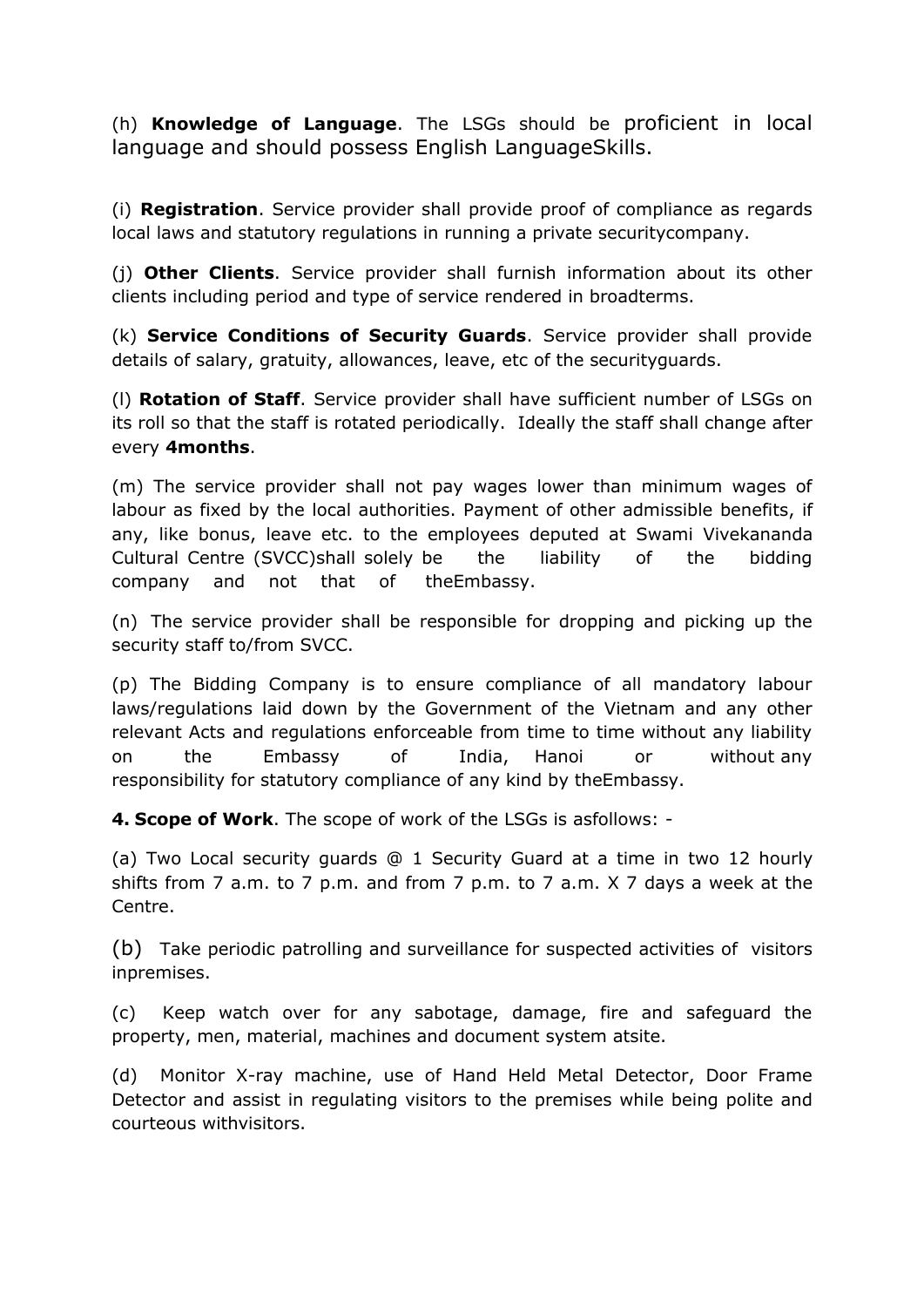(h) **Knowledge of Language**. The LSGs should be proficient in local language and should possess English LanguageSkills.

(i) **Registration**. Service provider shall provide proof of compliance as regards local laws and statutory regulations in running a private securitycompany.

(j) **Other Clients**. Service provider shall furnish information about its other clients including period and type of service rendered in broadterms.

(k) **Service Conditions of Security Guards**. Service provider shall provide details of salary, gratuity, allowances, leave, etc of the securityguards.

(l) **Rotation of Staff**. Service provider shall have sufficient number of LSGs on its roll so that the staff is rotated periodically. Ideally the staff shall change after every **4months**.

(m) The service provider shall not pay wages lower than minimum wages of labour as fixed by the local authorities. Payment of other admissible benefits, if any, like bonus, leave etc. to the employees deputed at Swami Vivekananda Cultural Centre (SVCC)shall solely be the liability of the bidding company and not that of theEmbassy.

(n) The service provider shall be responsible for dropping and picking up the security staff to/from SVCC.

(p) The Bidding Company is to ensure compliance of all mandatory labour laws/regulations laid down by the Government of the Vietnam and any other relevant Acts and regulations enforceable from time to time without any liability on the Embassy of India, Hanoi or without any responsibility for statutory compliance of any kind by theEmbassy.

**4. Scope of Work**. The scope of work of the LSGs is asfollows: -

(a) Two Local security guards @ 1 Security Guard at a time in two 12 hourly shifts from 7 a.m. to 7 p.m. and from 7 p.m. to 7 a.m. X 7 days a week at the Centre.

(b) Take periodic patrolling and surveillance for suspected activities of visitors inpremises.

(c) Keep watch over for any sabotage, damage, fire and safeguard the property, men, material, machines and document system atsite.

(d) Monitor X-ray machine, use of Hand Held Metal Detector, Door Frame Detector and assist in regulating visitors to the premises while being polite and courteous withvisitors.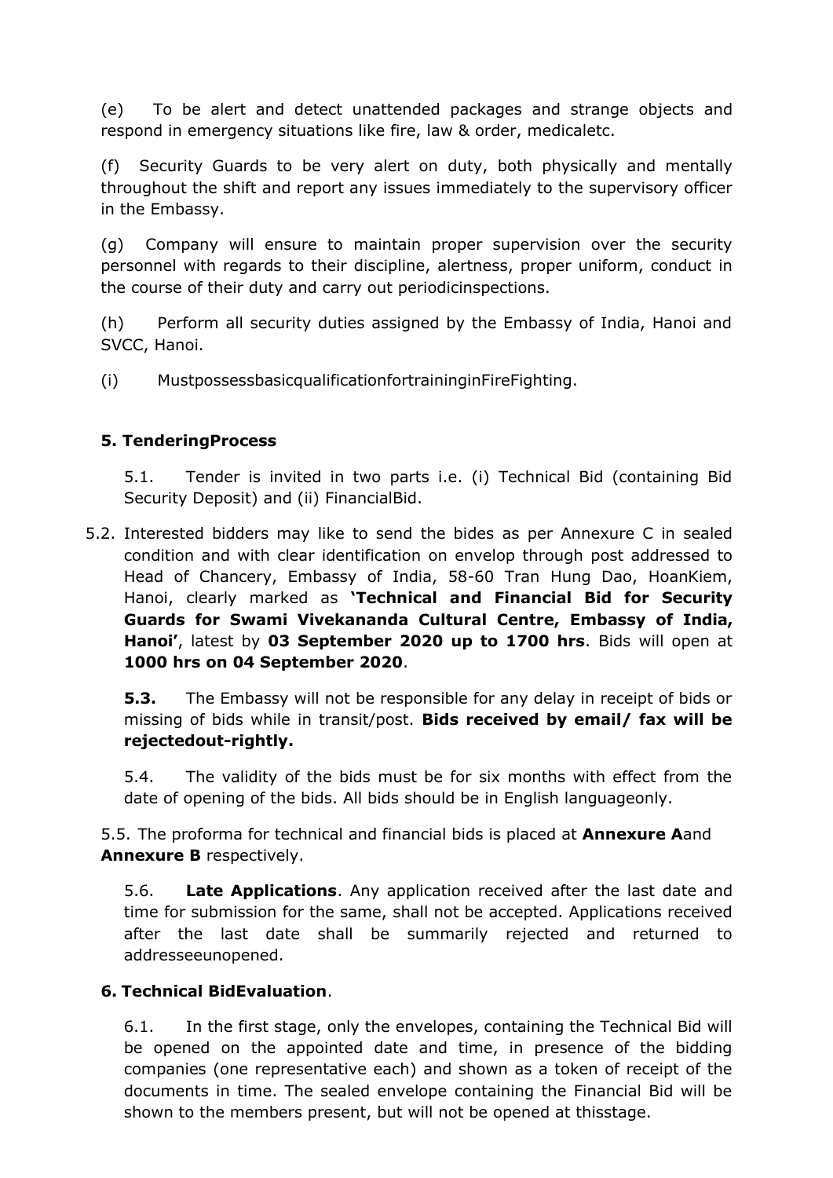(e) To be alert and detect unattended packages and strange objects and respond in emergency situations like fire, law & order, medicaletc.

(f) Security Guards to be very alert on duty, both physically and mentally throughout the shift and report any issues immediately to the supervisory officer in the Embassy.

(g) Company will ensure to maintain proper supervision over the security personnel with regards to their discipline, alertness, proper uniform, conduct in the course of their duty and carry out periodicinspections.

(h) Perform all security duties assigned by the Embassy of India, Hanoi and SVCC, Hanoi.

(i) MustpossessbasicqualificationfortraininginFireFighting.

**5. TenderingProcess**

5.1. Tender is invited in two parts i.e. (i) Technical Bid (containing Bid Security Deposit) and (ii) FinancialBid.

5.2. Interested bidders may like to send the bides as per Annexure C in sealed condition and with clear identification on envelop through post addressed to Head of Chancery, Embassy of India, 58-60 Tran Hung Dao, HoanKiem, Hanoi, clearly marked as **'Technical and Financial Bid for Security Guards for Swami Vivekananda Cultural Centre, Embassy of India, Hanoi'**, latest by **03 September 2020 up to 1700 hrs**. Bids will open at **1000 hrs on 04 September 2020**.

**5.3.** The Embassy will not be responsible for any delay in receipt of bids or missing of bids while in transit/post. **Bids received by email/ fax will be rejectedout-rightly.**

5.4. The validity of the bids must be for six months with effect from the date of opening of the bids. All bids should be in English languageonly.

5.5. The proforma for technical and financial bids is placed at **Annexure A**and **Annexure B** respectively.

5.6. **Late Applications**. Any application received after the last date and time for submission for the same, shall not be accepted. Applications received after the last date shall be summarily rejected and returned to addresseeunopened.

**6. Technical BidEvaluation**.

6.1. In the first stage, only the envelopes, containing the Technical Bid will be opened on the appointed date and time, in presence of the bidding companies (one representative each) and shown as a token of receipt of the documents in time. The sealed envelope containing the Financial Bid will be shown to the members present, but will not be opened at thisstage.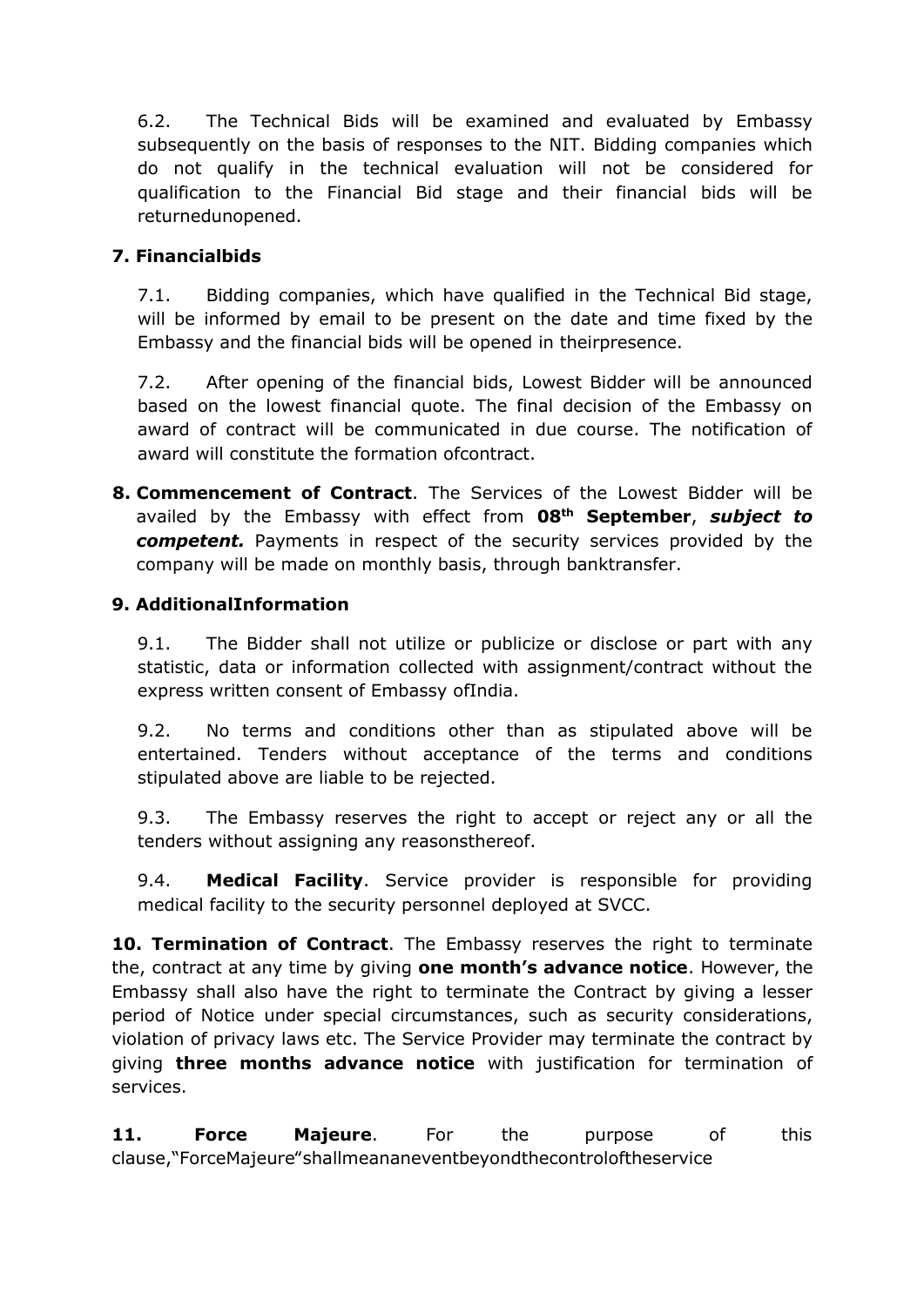6.2. The Technical Bids will be examined and evaluated by Embassy subsequently on the basis of responses to the NIT. Bidding companies which do not qualify in the technical evaluation will not be considered for qualification to the Financial Bid stage and their financial bids will be returnedunopened.

**7. Financialbids**

7.1. Bidding companies, which have qualified in the Technical Bid stage, will be informed by email to be present on the date and time fixed by the Embassy and the financial bids will be opened in theirpresence.

7.2. After opening of the financial bids, Lowest Bidder will be announced based on the lowest financial quote. The final decision of the Embassy on award of contract will be communicated in due course. The notification of award will constitute the formation ofcontract.

**8. Commencement of Contract**. The Services of the Lowest Bidder will be availed by the Embassy with effect from **08th September**, ***subject to competent.*** Payments in respect of the security services provided by the company will be made on monthly basis, through banktransfer.

**9. AdditionalInformation**

9.1. The Bidder shall not utilize or publicize or disclose or part with any statistic, data or information collected with assignment/contract without the express written consent of Embassy ofIndia.

9.2. No terms and conditions other than as stipulated above will be entertained. Tenders without acceptance of the terms and conditions stipulated above are liable to be rejected.

9.3. The Embassy reserves the right to accept or reject any or all the tenders without assigning any reasonsthereof.

9.4. **Medical Facility**. Service provider is responsible for providing medical facility to the security personnel deployed at SVCC.

**10. Termination of Contract**. The Embassy reserves the right to terminate the, contract at any time by giving **one month's advance notice**. However, the Embassy shall also have the right to terminate the Contract by giving a lesser period of Notice under special circumstances, such as security considerations, violation of privacy laws etc. The Service Provider may terminate the contract by giving **three months advance notice** with justification for termination of services.

**11. Force Majeure**. For the purpose of this clause,"ForceMajeure"shallmeananeventbeyondthecontroloftheservice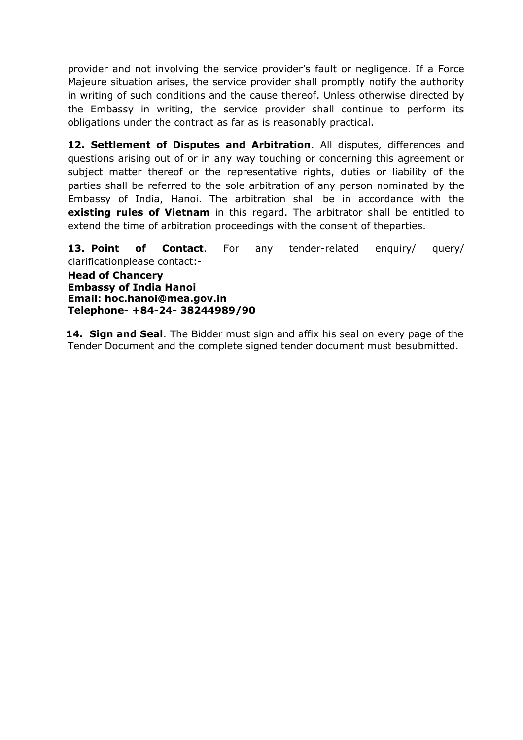provider and not involving the service provider's fault or negligence. If a Force Majeure situation arises, the service provider shall promptly notify the authority in writing of such conditions and the cause thereof. Unless otherwise directed by the Embassy in writing, the service provider shall continue to perform its obligations under the contract as far as is reasonably practical.

**12. Settlement of Disputes and Arbitration**. All disputes, differences and questions arising out of or in any way touching or concerning this agreement or subject matter thereof or the representative rights, duties or liability of the parties shall be referred to the sole arbitration of any person nominated by the Embassy of India, Hanoi. The arbitration shall be in accordance with the **existing rules of Vietnam** in this regard. The arbitrator shall be entitled to extend the time of arbitration proceedings with the consent of theparties.

**13. Point of Contact**. For any tender-related enquiry/ query/ clarificationplease contact:-

**Head of Chancery**
**Embassy of India Hanoi**
**Email: hoc.hanoi@mea.gov.in**
**Telephone- +84-24- 38244989/90**

**14. Sign and Seal**. The Bidder must sign and affix his seal on every page of the Tender Document and the complete signed tender document must besubmitted.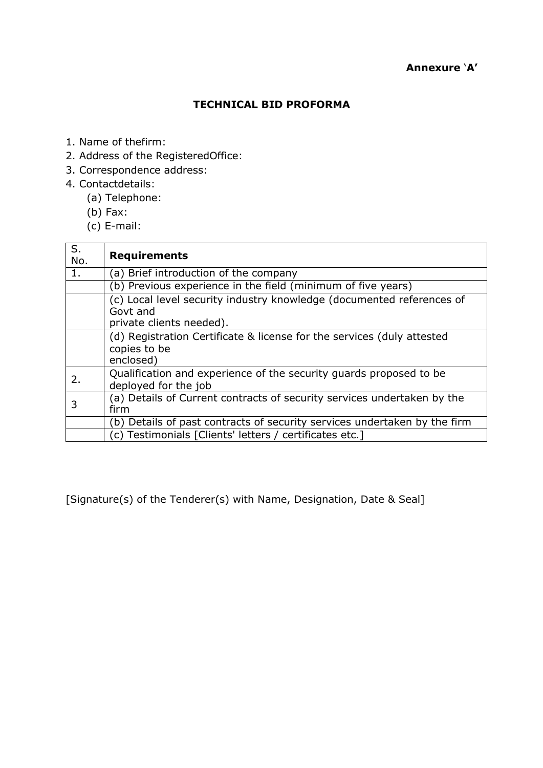**Annexure 'A'**

## TECHNICAL BID PROFORMA

1. Name of thefirm:
2. Address of the RegisteredOffice:
3. Correspondence address:
4. Contactdetails:
   (a) Telephone:
   (b) Fax:
   (c) E-mail:

| S. No. | **Requirements** |
|---|---|
| 1. | (a) Brief introduction of the company |
| | (b) Previous experience in the field (minimum of five years) |
| | (c) Local level security industry knowledge (documented references of Govt and private clients needed). |
| | (d) Registration Certificate & license for the services (duly attested copies to be enclosed) |
| 2. | Qualification and experience of the security guards proposed to be deployed for the job |
| 3 | (a) Details of Current contracts of security services undertaken by the firm |
| | (b) Details of past contracts of security services undertaken by the firm |
| | (c) Testimonials [Clients' letters / certificates etc.] |

[Signature(s) of the Tenderer(s) with Name, Designation, Date & Seal]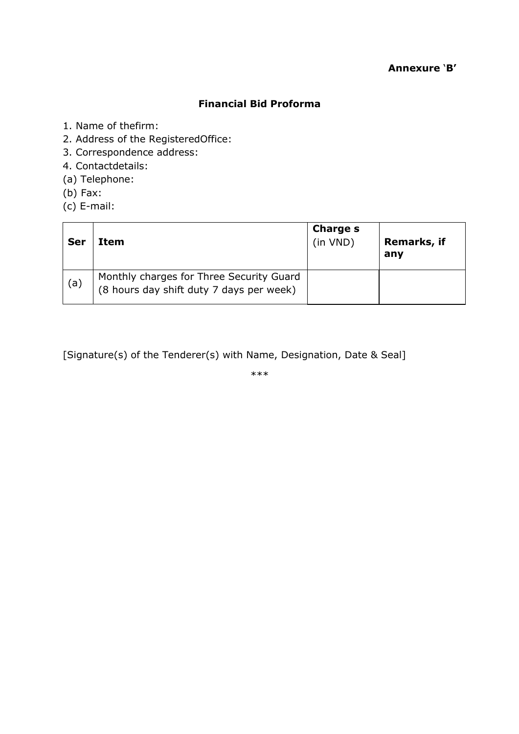**Annexure 'B'**

**Financial Bid Proforma**

1. Name of thefirm:
2. Address of the RegisteredOffice:
3. Correspondence address:
4. Contactdetails:

(a) Telephone:

(b) Fax:

(c) E-mail:

| **Ser** | **Item** | **Charge s** (in VND) | **Remarks, if any** |
|---|---|---|---|
| (a) | Monthly charges for Three Security Guard (8 hours day shift duty 7 days per week) | | |

[Signature(s) of the Tenderer(s) with Name, Designation, Date & Seal]

***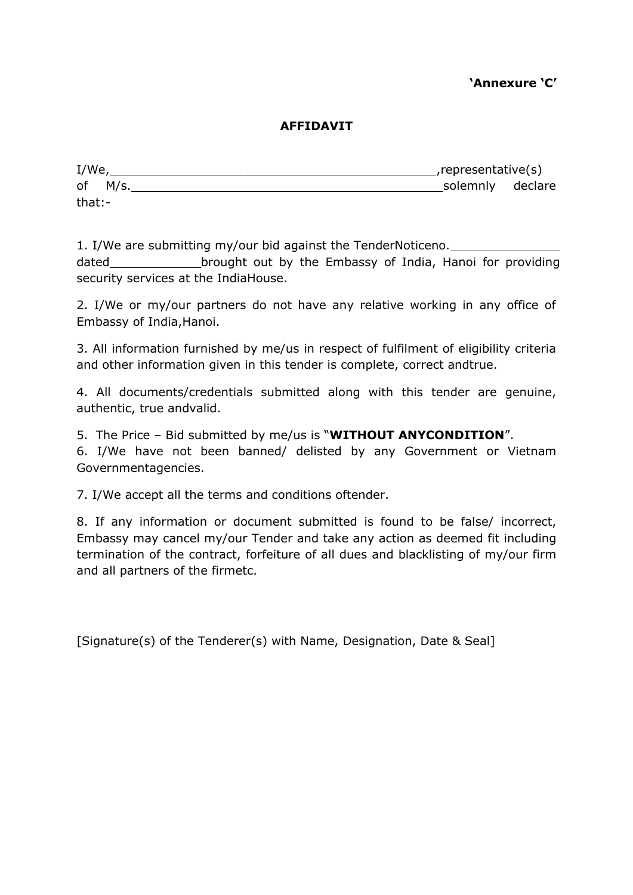**'Annexure 'C'**

# AFFIDAVIT

I/We,\_\_\_\_\_\_\_\_\_\_\_\_\_\_\_\_\_\_\_\_\_\_\_\_\_\_\_\_\_\_\_\_\_\_\_\_\_\_\_\_\_\_\_\_,representative(s) of M/s.\_\_\_\_\_\_\_\_\_\_\_\_\_\_\_\_\_\_\_\_\_\_\_\_\_\_\_\_\_\_\_\_\_\_\_\_\_\_\_\_\_\_\_\_solemnly declare that:-

1. I/We are submitting my/our bid against the TenderNoticeno.\_\_\_\_\_\_\_\_\_\_\_\_\_\_\_ dated\_\_\_\_\_\_\_\_\_\_\_\_brought out by the Embassy of India, Hanoi for providing security services at the IndiaHouse.

2. I/We or my/our partners do not have any relative working in any office of Embassy of India,Hanoi.

3. All information furnished by me/us in respect of fulfilment of eligibility criteria and other information given in this tender is complete, correct andtrue.

4. All documents/credentials submitted along with this tender are genuine, authentic, true andvalid.

5. The Price – Bid submitted by me/us is "**WITHOUT ANYCONDITION**".

6. I/We have not been banned/ delisted by any Government or Vietnam Governmentagencies.

7. I/We accept all the terms and conditions oftender.

8. If any information or document submitted is found to be false/ incorrect, Embassy may cancel my/our Tender and take any action as deemed fit including termination of the contract, forfeiture of all dues and blacklisting of my/our firm and all partners of the firmetc.

[Signature(s) of the Tenderer(s) with Name, Designation, Date & Seal]